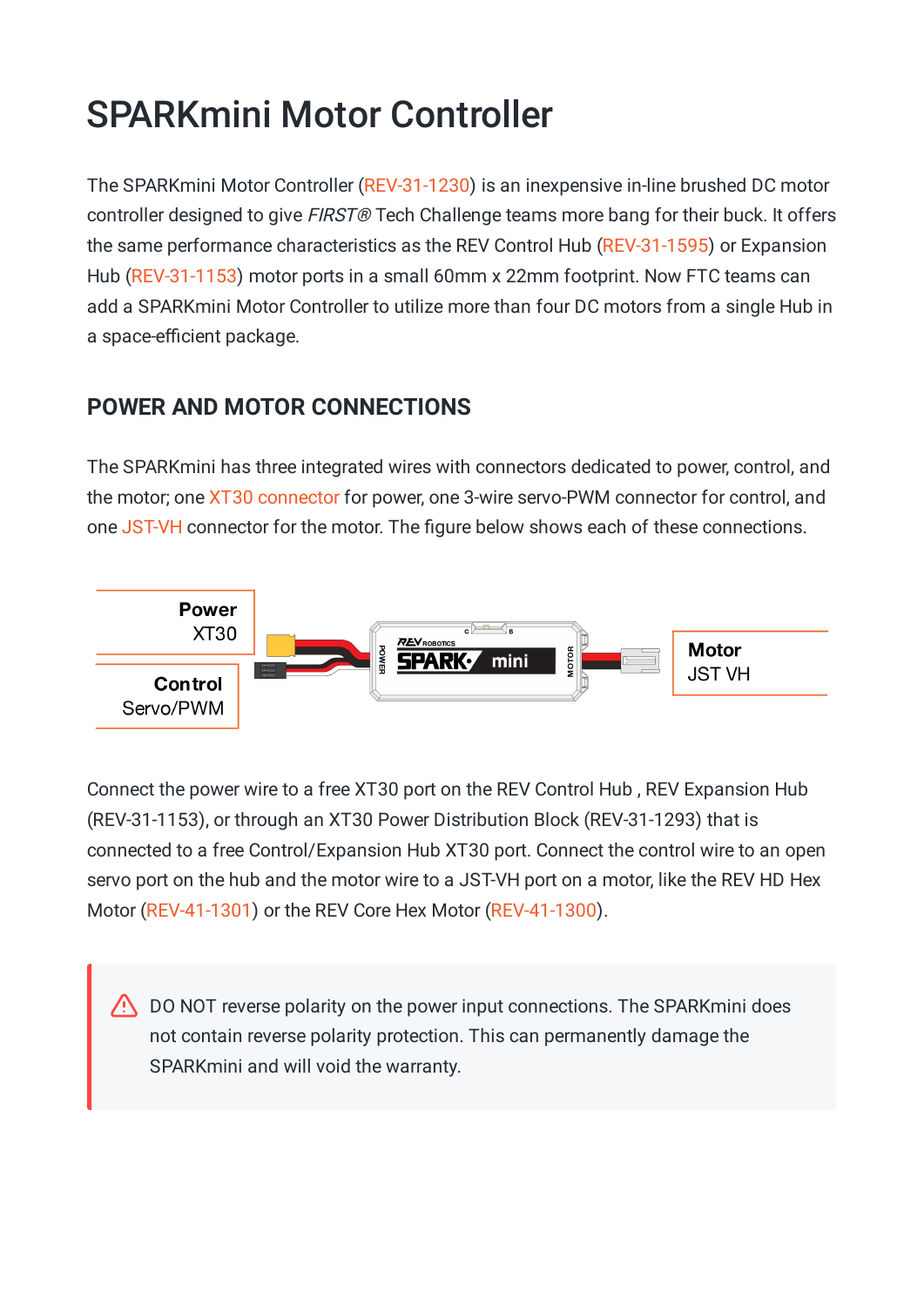# SPARKmini Motor Controller

The SPARKmini Motor Controller (REV-31-1230) is an inexpensive in-line brushed DC motor controller designed to give *FIRST®* Tech Challenge teams more bang for their buck. It offers the same performance characteristics as the REV Control Hub (REV-31-1595) or Expansion Hub (REV-31-1153) motor ports in a small 60mm x 22mm footprint. Now FTC teams can add a SPARKmini Motor Controller to utilize more than four DC motors from a single Hub in a space-efficient package.

## POWER AND MOTOR CONNECTIONS

The SPARKmini has three integrated wires with connectors dedicated to power, control, and the motor; one XT30 connector for power, one 3-wire servo-PWM connector for control, and one JST-VH connector for the motor. The figure below shows each of these connections.

**Power** XT30

**Control** Servo/PWM

**Motor** JST VH

Connect the power wire to a free XT30 port on the REV Control Hub , REV Expansion Hub (REV-31-1153), or through an XT30 Power Distribution Block (REV-31-1293) that is connected to a free Control/Expansion Hub XT30 port. Connect the control wire to an open servo port on the hub and the motor wire to a JST-VH port on a motor, like the REV HD Hex Motor (REV-41-1301) or the REV Core Hex Motor (REV-41-1300).

> DO NOT reverse polarity on the power input connections. The SPARKmini does not contain reverse polarity protection. This can permanently damage the SPARKmini and will void the warranty.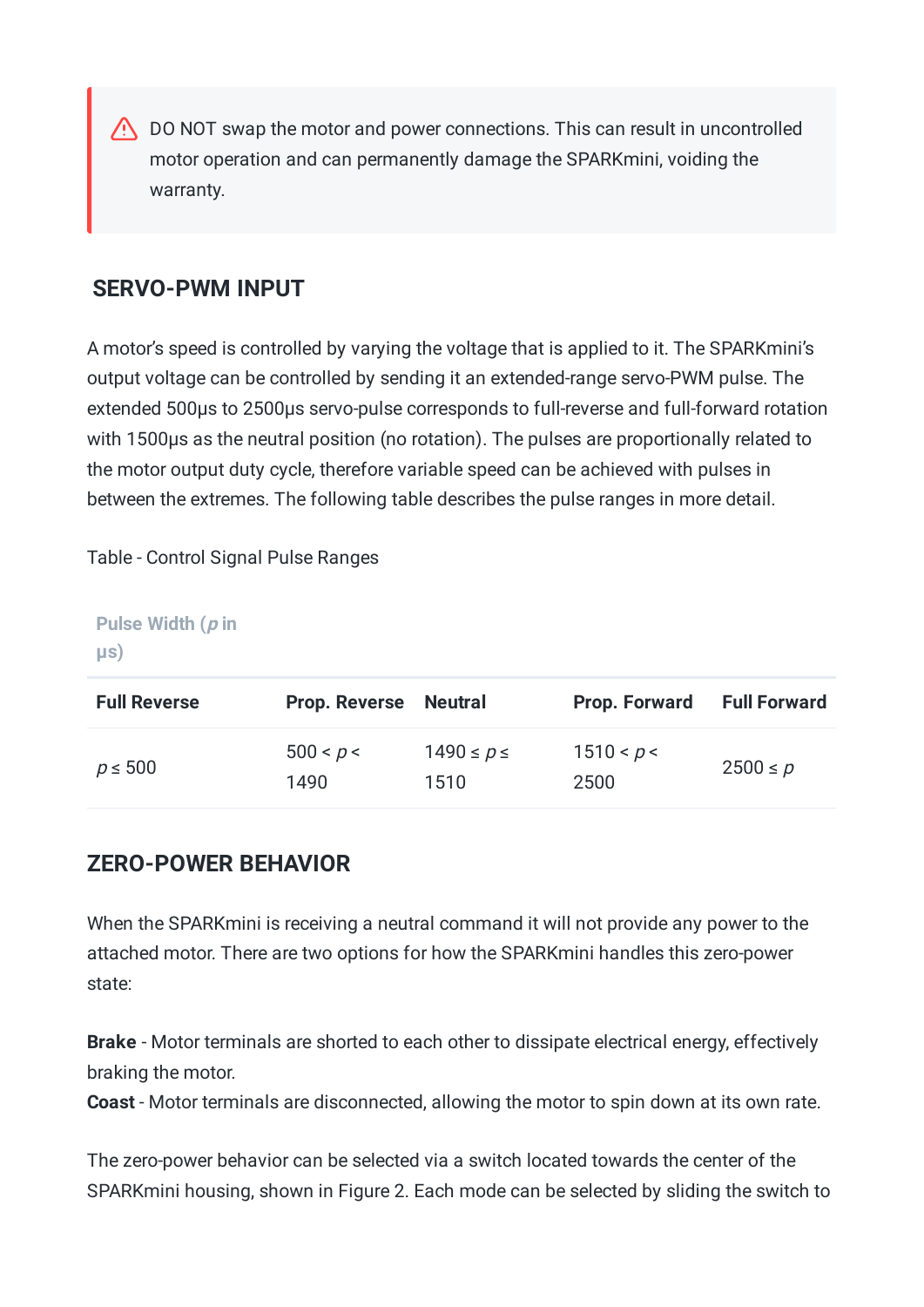⚠ DO NOT swap the motor and power connections. This can result in uncontrolled motor operation and can permanently damage the SPARKmini, voiding the warranty.

## SERVO-PWM INPUT

A motor's speed is controlled by varying the voltage that is applied to it. The SPARKmini's output voltage can be controlled by sending it an extended-range servo-PWM pulse. The extended 500μs to 2500μs servo-pulse corresponds to full-reverse and full-forward rotation with 1500μs as the neutral position (no rotation). The pulses are proportionally related to the motor output duty cycle, therefore variable speed can be achieved with pulses in between the extremes. The following table describes the pulse ranges in more detail.

Table - Control Signal Pulse Ranges

| Pulse Width ($p$ in μs) | | | | |
|---|---|---|---|---|
| **Full Reverse** | **Prop. Reverse** | **Neutral** | **Prop. Forward** | **Full Forward** |
| $p \leq 500$ | $500 < p < 1490$ | $1490 \leq p \leq 1510$ | $1510 < p < 2500$ | $2500 \leq p$ |

## ZERO-POWER BEHAVIOR

When the SPARKmini is receiving a neutral command it will not provide any power to the attached motor. There are two options for how the SPARKmini handles this zero-power state:

**Brake** - Motor terminals are shorted to each other to dissipate electrical energy, effectively braking the motor.
**Coast** - Motor terminals are disconnected, allowing the motor to spin down at its own rate.

The zero-power behavior can be selected via a switch located towards the center of the SPARKmini housing, shown in Figure 2. Each mode can be selected by sliding the switch to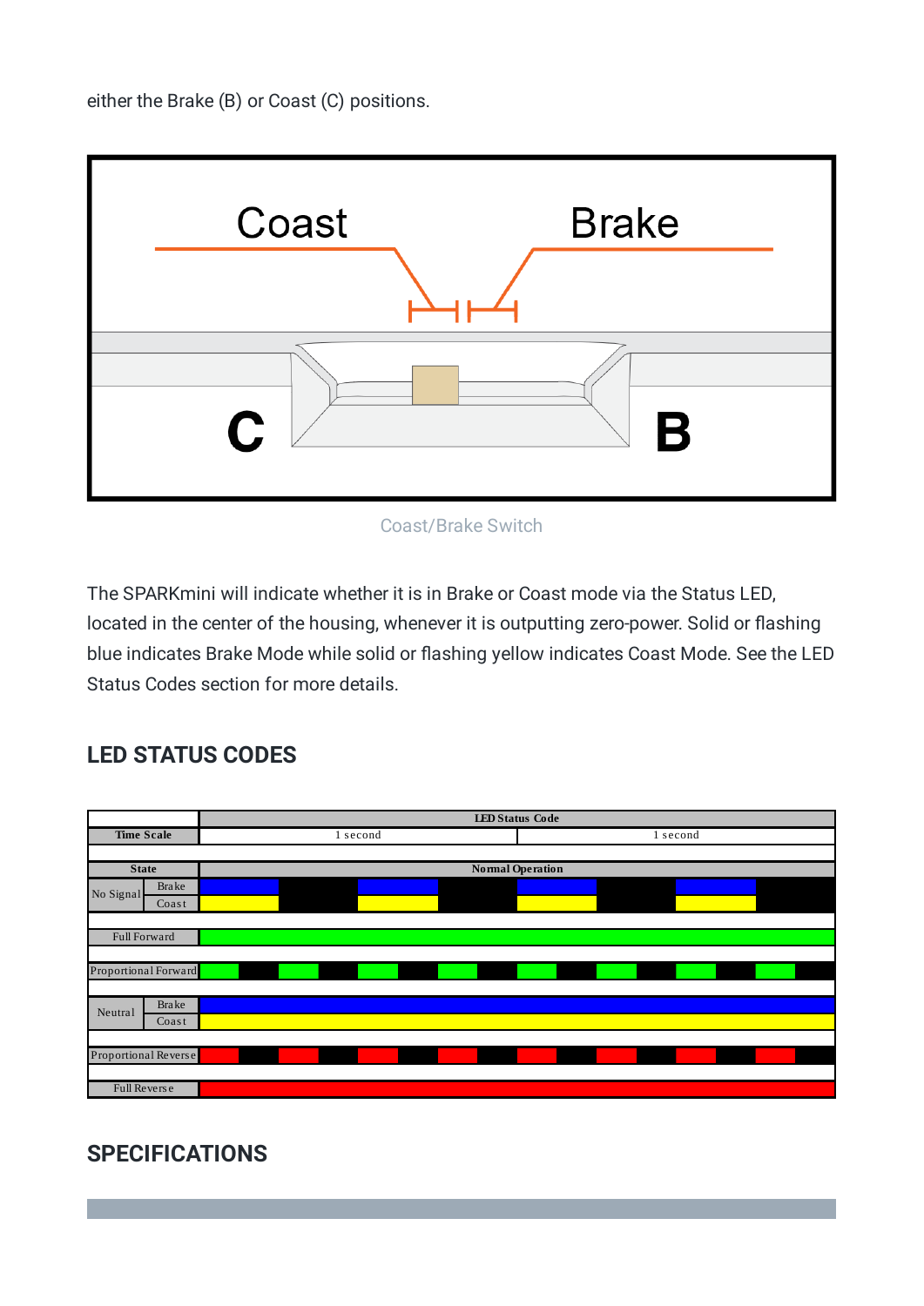either the Brake (B) or Coast (C) positions.

Coast/Brake Switch

The SPARKmini will indicate whether it is in Brake or Coast mode via the Status LED, located in the center of the housing, whenever it is outputting zero-power. Solid or flashing blue indicates Brake Mode while solid or flashing yellow indicates Coast Mode. See the LED Status Codes section for more details.

## LED STATUS CODES

| State | | LED Status Code – Normal Operation (Time Scale: 1 second / 1 second) |
|---|---|---|
| No Signal | Brake | Flashing blue |
| No Signal | Coast | Flashing yellow |
| Full Forward | | Solid green |
| Proportional Forward | | Flashing green |
| Neutral | Brake | Solid blue |
| Neutral | Coast | Solid yellow |
| Proportional Reverse | | Flashing red |
| Full Reverse | | Solid red |

## SPECIFICATIONS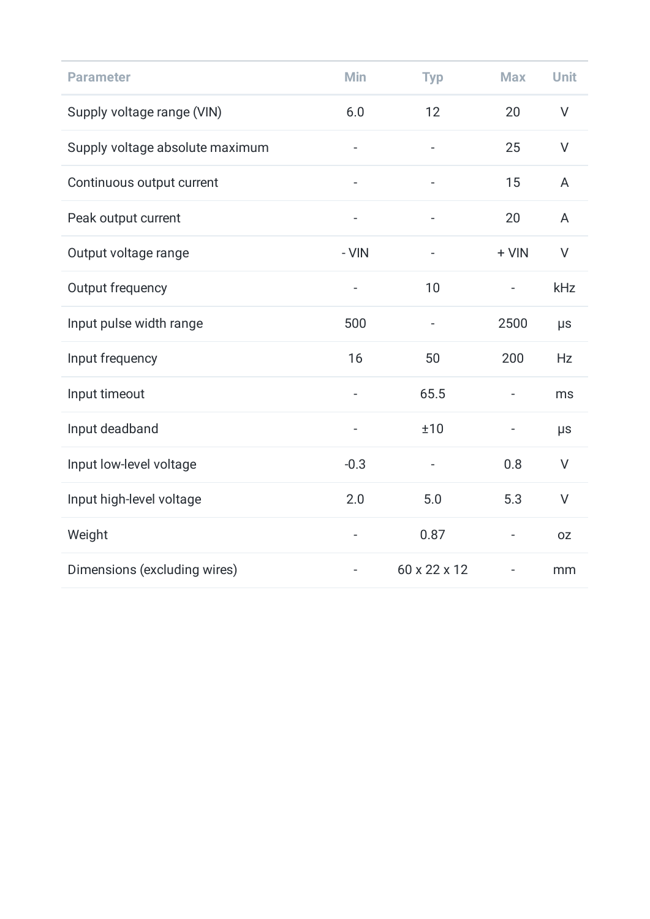| Parameter | Min | Typ | Max | Unit |
|---|---|---|---|---|
| Supply voltage range (VIN) | 6.0 | 12 | 20 | V |
| Supply voltage absolute maximum | - | - | 25 | V |
| Continuous output current | - | - | 15 | A |
| Peak output current | - | - | 20 | A |
| Output voltage range | - VIN | - | + VIN | V |
| Output frequency | - | 10 | - | kHz |
| Input pulse width range | 500 | - | 2500 | μs |
| Input frequency | 16 | 50 | 200 | Hz |
| Input timeout | - | 65.5 | - | ms |
| Input deadband | - | ±10 | - | μs |
| Input low-level voltage | -0.3 | - | 0.8 | V |
| Input high-level voltage | 2.0 | 5.0 | 5.3 | V |
| Weight | - | 0.87 | - | oz |
| Dimensions (excluding wires) | - | 60 x 22 x 12 | - | mm |